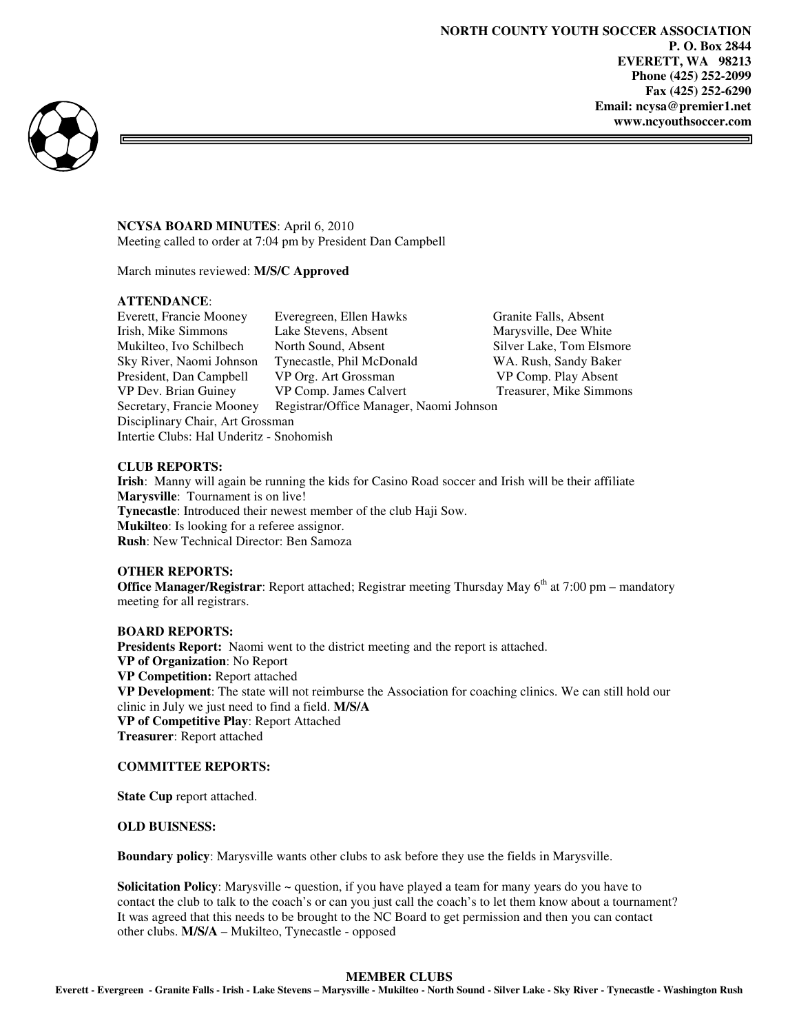**NORTH COUNTY YOUTH SOCCER ASSOCIATION**
**P. O. Box 2844**
**EVERETT, WA 98213**
**Phone (425) 252-2099**
**Fax (425) 252-6290**
**Email: ncysa@premier1.net**
**www.ncyouthsoccer.com**

**NCYSA BOARD MINUTES**: April 6, 2010
Meeting called to order at 7:04 pm by President Dan Campbell

March minutes reviewed: **M/S/C Approved**

**ATTENDANCE**:

| | | |
|---|---|---|
| Everett, Francie Mooney | Everegreen, Ellen Hawks | Granite Falls, Absent |
| Irish, Mike Simmons | Lake Stevens, Absent | Marysville, Dee White |
| Mukilteo, Ivo Schilbech | North Sound, Absent | Silver Lake, Tom Elsmore |
| Sky River, Naomi Johnson | Tynecastle, Phil McDonald | WA. Rush, Sandy Baker |
| President, Dan Campbell | VP Org. Art Grossman | VP Comp. Play Absent |
| VP Dev. Brian Guiney | VP Comp. James Calvert | Treasurer, Mike Simmons |
| Secretary, Francie Mooney | Registrar/Office Manager, Naomi Johnson | |

Disciplinary Chair, Art Grossman
Intertie Clubs: Hal Underitz - Snohomish

**CLUB REPORTS:**
**Irish**: Manny will again be running the kids for Casino Road soccer and Irish will be their affiliate
**Marysville**: Tournament is on live!
**Tynecastle**: Introduced their newest member of the club Haji Sow.
**Mukilteo**: Is looking for a referee assignor.
**Rush**: New Technical Director: Ben Samoza

**OTHER REPORTS:**
**Office Manager/Registrar**: Report attached; Registrar meeting Thursday May 6th at 7:00 pm – mandatory meeting for all registrars.

**BOARD REPORTS:**
**Presidents Report:** Naomi went to the district meeting and the report is attached.
**VP of Organization**: No Report
**VP Competition:** Report attached
**VP Development**: The state will not reimburse the Association for coaching clinics. We can still hold our clinic in July we just need to find a field. **M/S/A**
**VP of Competitive Play**: Report Attached
**Treasurer**: Report attached

**COMMITTEE REPORTS:**

**State Cup** report attached.

**OLD BUISNESS:**

**Boundary policy**: Marysville wants other clubs to ask before they use the fields in Marysville.

**Solicitation Policy**: Marysville ~ question, if you have played a team for many years do you have to contact the club to talk to the coach's or can you just call the coach's to let them know about a tournament? It was agreed that this needs to be brought to the NC Board to get permission and then you can contact other clubs. **M/S/A** – Mukilteo, Tynecastle - opposed

**MEMBER CLUBS**
**Everett - Evergreen - Granite Falls - Irish - Lake Stevens – Marysville - Mukilteo - North Sound - Silver Lake - Sky River - Tynecastle - Washington Rush**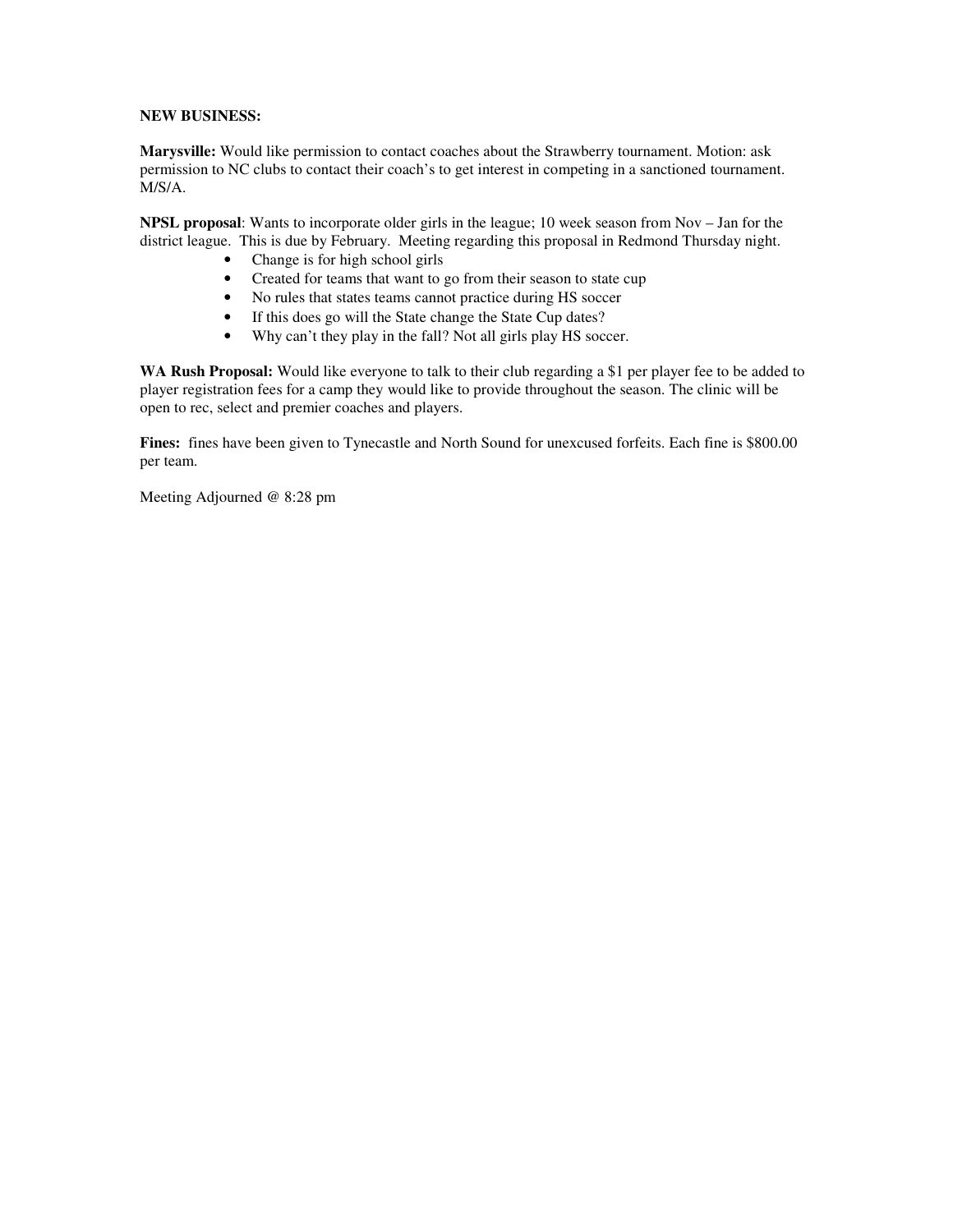**NEW BUSINESS:**

**Marysville:** Would like permission to contact coaches about the Strawberry tournament. Motion: ask permission to NC clubs to contact their coach's to get interest in competing in a sanctioned tournament. M/S/A.

**NPSL proposal**: Wants to incorporate older girls in the league; 10 week season from Nov – Jan for the district league. This is due by February. Meeting regarding this proposal in Redmond Thursday night.

- Change is for high school girls
- Created for teams that want to go from their season to state cup
- No rules that states teams cannot practice during HS soccer
- If this does go will the State change the State Cup dates?
- Why can't they play in the fall? Not all girls play HS soccer.

**WA Rush Proposal:** Would like everyone to talk to their club regarding a $1 per player fee to be added to player registration fees for a camp they would like to provide throughout the season. The clinic will be open to rec, select and premier coaches and players.

**Fines:** fines have been given to Tynecastle and North Sound for unexcused forfeits. Each fine is $800.00 per team.

Meeting Adjourned @ 8:28 pm